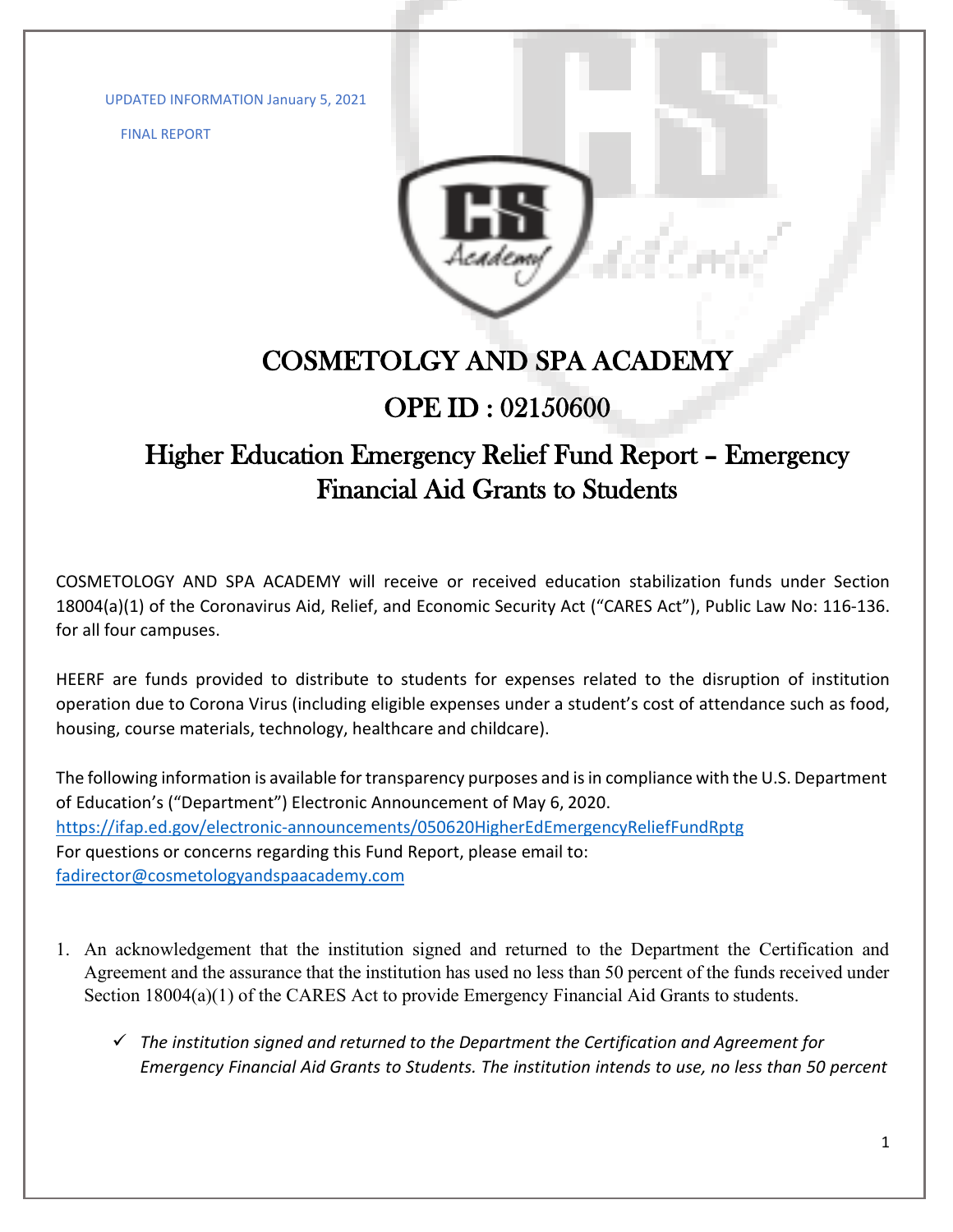UPDATED INFORMATION January 5, 2021

FINAL REPORT

# COSMETOLGY AND SPA ACADEMY

## OPE ID : 02150600

## Higher Education Emergency Relief Fund Report – Emergency Financial Aid Grants to Students

COSMETOLOGY AND SPA ACADEMY will receive or received education stabilization funds under Section 18004(a)(1) of the Coronavirus Aid, Relief, and Economic Security Act ("CARES Act"), Public Law No: 116-136. for all four campuses.

HEERF are funds provided to distribute to students for expenses related to the disruption of institution operation due to Corona Virus (including eligible expenses under a student's cost of attendance such as food, housing, course materials, technology, healthcare and childcare).

The following information is available for transparency purposes and is in compliance with the U.S. Department of Education's ("Department") Electronic Announcement of May 6, 2020.
https://ifap.ed.gov/electronic-announcements/050620HigherEdEmergencyReliefFundRptg
For questions or concerns regarding this Fund Report, please email to:
fadirector@cosmetologyandspaacademy.com

1. An acknowledgement that the institution signed and returned to the Department the Certification and Agreement and the assurance that the institution has used no less than 50 percent of the funds received under Section 18004(a)(1) of the CARES Act to provide Emergency Financial Aid Grants to students.

   - ✓ *The institution signed and returned to the Department the Certification and Agreement for Emergency Financial Aid Grants to Students. The institution intends to use, no less than 50 percent*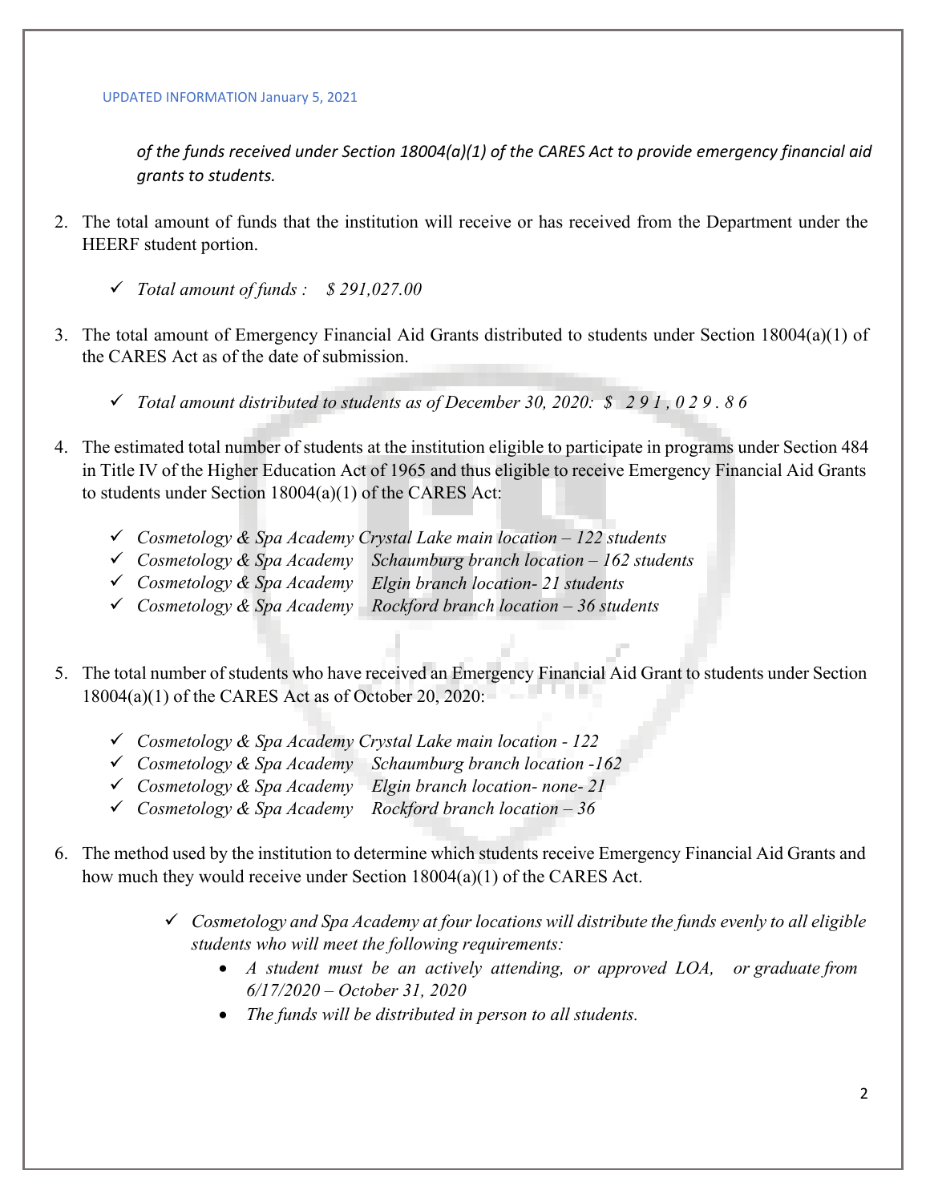UPDATED INFORMATION January 5, 2021

*of the funds received under Section 18004(a)(1) of the CARES Act to provide emergency financial aid grants to students.*

2. The total amount of funds that the institution will receive or has received from the Department under the HEERF student portion.

   - ✓ *Total amount of funds : $ 291,027.00*

3. The total amount of Emergency Financial Aid Grants distributed to students under Section 18004(a)(1) of the CARES Act as of the date of submission.

   - ✓ *Total amount distributed to students as of December 30, 2020: $ 291,029.86*

4. The estimated total number of students at the institution eligible to participate in programs under Section 484 in Title IV of the Higher Education Act of 1965 and thus eligible to receive Emergency Financial Aid Grants to students under Section 18004(a)(1) of the CARES Act:

   - ✓ *Cosmetology & Spa Academy Crystal Lake main location – 122 students*
   - ✓ *Cosmetology & Spa Academy Schaumburg branch location – 162 students*
   - ✓ *Cosmetology & Spa Academy Elgin branch location- 21 students*
   - ✓ *Cosmetology & Spa Academy Rockford branch location – 36 students*

5. The total number of students who have received an Emergency Financial Aid Grant to students under Section 18004(a)(1) of the CARES Act as of October 20, 2020:

   - ✓ *Cosmetology & Spa Academy Crystal Lake main location - 122*
   - ✓ *Cosmetology & Spa Academy Schaumburg branch location -162*
   - ✓ *Cosmetology & Spa Academy Elgin branch location- none- 21*
   - ✓ *Cosmetology & Spa Academy Rockford branch location – 36*

6. The method used by the institution to determine which students receive Emergency Financial Aid Grants and how much they would receive under Section 18004(a)(1) of the CARES Act.

   - ✓ *Cosmetology and Spa Academy at four locations will distribute the funds evenly to all eligible students who will meet the following requirements:*
     - *A student must be an actively attending, or approved LOA, or graduate from 6/17/2020 – October 31, 2020*
     - *The funds will be distributed in person to all students.*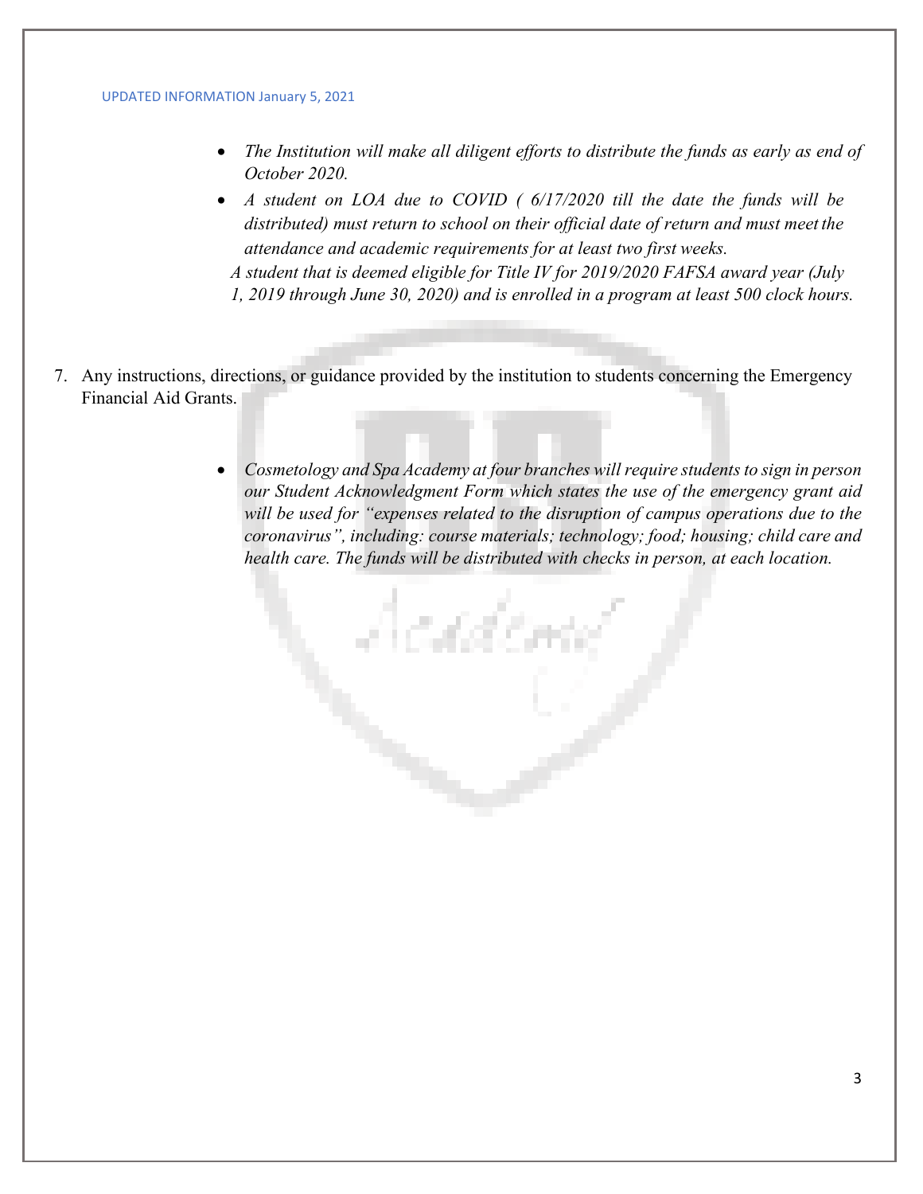UPDATED INFORMATION January 5, 2021

- *The Institution will make all diligent efforts to distribute the funds as early as end of October 2020.*
- *A student on LOA due to COVID ( 6/17/2020 till the date the funds will be distributed) must return to school on their official date of return and must meet the attendance and academic requirements for at least two first weeks.*

  *A student that is deemed eligible for Title IV for 2019/2020 FAFSA award year (July 1, 2019 through June 30, 2020) and is enrolled in a program at least 500 clock hours.*

7. Any instructions, directions, or guidance provided by the institution to students concerning the Emergency Financial Aid Grants.

   - *Cosmetology and Spa Academy at four branches will require students to sign in person our Student Acknowledgment Form which states the use of the emergency grant aid will be used for "expenses related to the disruption of campus operations due to the coronavirus", including: course materials; technology; food; housing; child care and health care. The funds will be distributed with checks in person, at each location.*